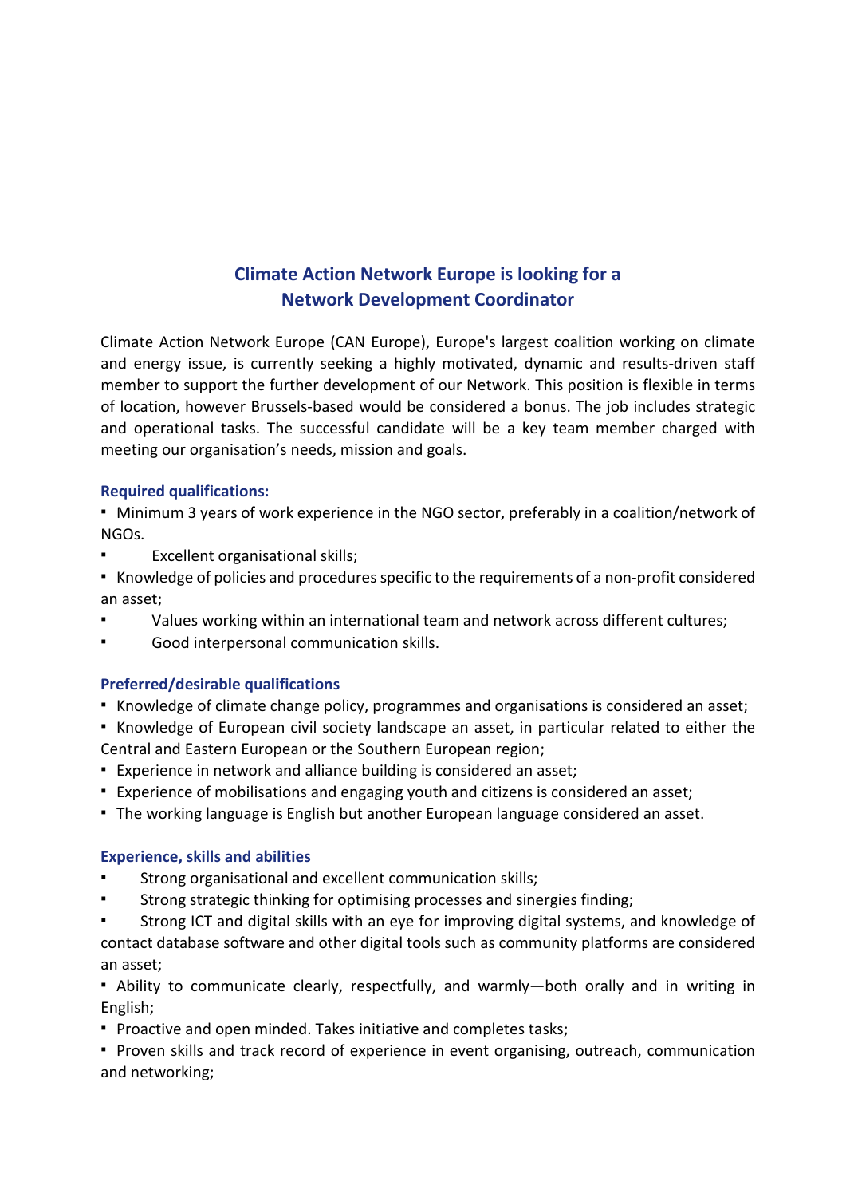# Climate Action Network Europe is looking for a Network Development Coordinator

Climate Action Network Europe (CAN Europe), Europe's largest coalition working on climate and energy issue, is currently seeking a highly motivated, dynamic and results-driven staff member to support the further development of our Network. This position is flexible in terms of location, however Brussels-based would be considered a bonus. The job includes strategic and operational tasks. The successful candidate will be a key team member charged with meeting our organisation's needs, mission and goals.

### Required qualifications:

- Minimum 3 years of work experience in the NGO sector, preferably in a coalition/network of NGOs.
- Excellent organisational skills;
- Knowledge of policies and procedures specific to the requirements of a non-profit considered an asset;
- Values working within an international team and network across different cultures;
- Good interpersonal communication skills.

### Preferred/desirable qualifications

- Knowledge of climate change policy, programmes and organisations is considered an asset;
- Knowledge of European civil society landscape an asset, in particular related to either the Central and Eastern European or the Southern European region;
- Experience in network and alliance building is considered an asset;
- Experience of mobilisations and engaging youth and citizens is considered an asset;
- The working language is English but another European language considered an asset.

### Experience, skills and abilities

- Strong organisational and excellent communication skills;
- Strong strategic thinking for optimising processes and synergies finding;
- Strong ICT and digital skills with an eye for improving digital systems, and knowledge of contact database software and other digital tools such as community platforms are considered an asset;
- Ability to communicate clearly, respectfully, and warmly—both orally and in writing in English;
- Proactive and open minded. Takes initiative and completes tasks;
- Proven skills and track record of experience in event organising, outreach, communication and networking;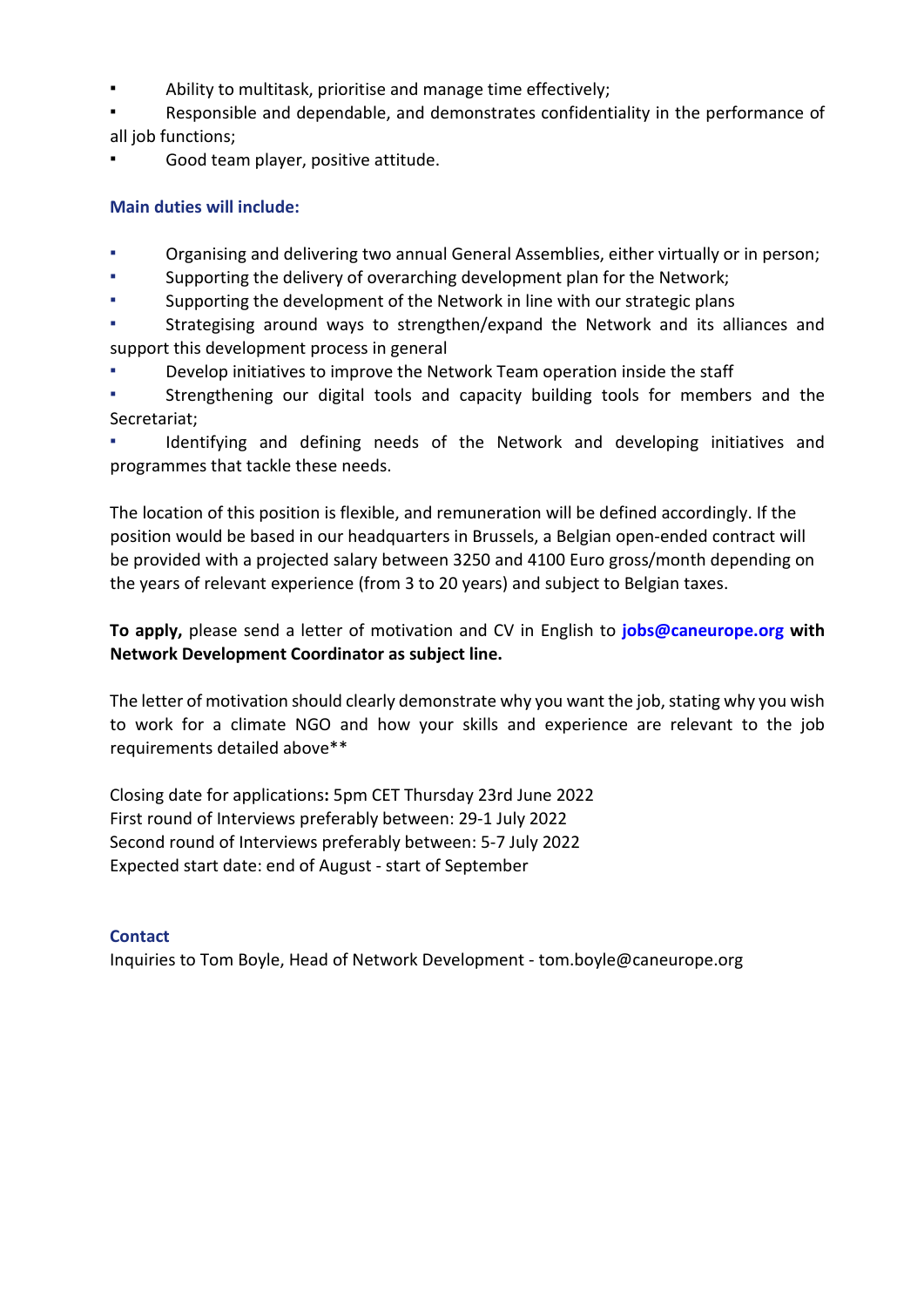- Ability to multitask, prioritise and manage time effectively;
- Responsible and dependable, and demonstrates confidentiality in the performance of all job functions;
- Good team player, positive attitude.

### Main duties will include:

- Organising and delivering two annual General Assemblies, either virtually or in person;
- Supporting the delivery of overarching development plan for the Network;
- Supporting the development of the Network in line with our strategic plans
- Strategising around ways to strengthen/expand the Network and its alliances and support this development process in general
- Develop initiatives to improve the Network Team operation inside the staff
- Strengthening our digital tools and capacity building tools for members and the Secretariat;
- Identifying and defining needs of the Network and developing initiatives and programmes that tackle these needs.

The location of this position is flexible, and remuneration will be defined accordingly. If the position would be based in our headquarters in Brussels, a Belgian open-ended contract will be provided with a projected salary between 3250 and 4100 Euro gross/month depending on the years of relevant experience (from 3 to 20 years) and subject to Belgian taxes.

**To apply,** please send a letter of motivation and CV in English to **jobs@caneurope.org with Network Development Coordinator as subject line.**

The letter of motivation should clearly demonstrate why you want the job, stating why you wish to work for a climate NGO and how your skills and experience are relevant to the job requirements detailed above**

Closing date for applications**:** 5pm CET Thursday 23rd June 2022
First round of Interviews preferably between: 29-1 July 2022
Second round of Interviews preferably between: 5-7 July 2022
Expected start date: end of August - start of September

### Contact

Inquiries to Tom Boyle, Head of Network Development - tom.boyle@caneurope.org